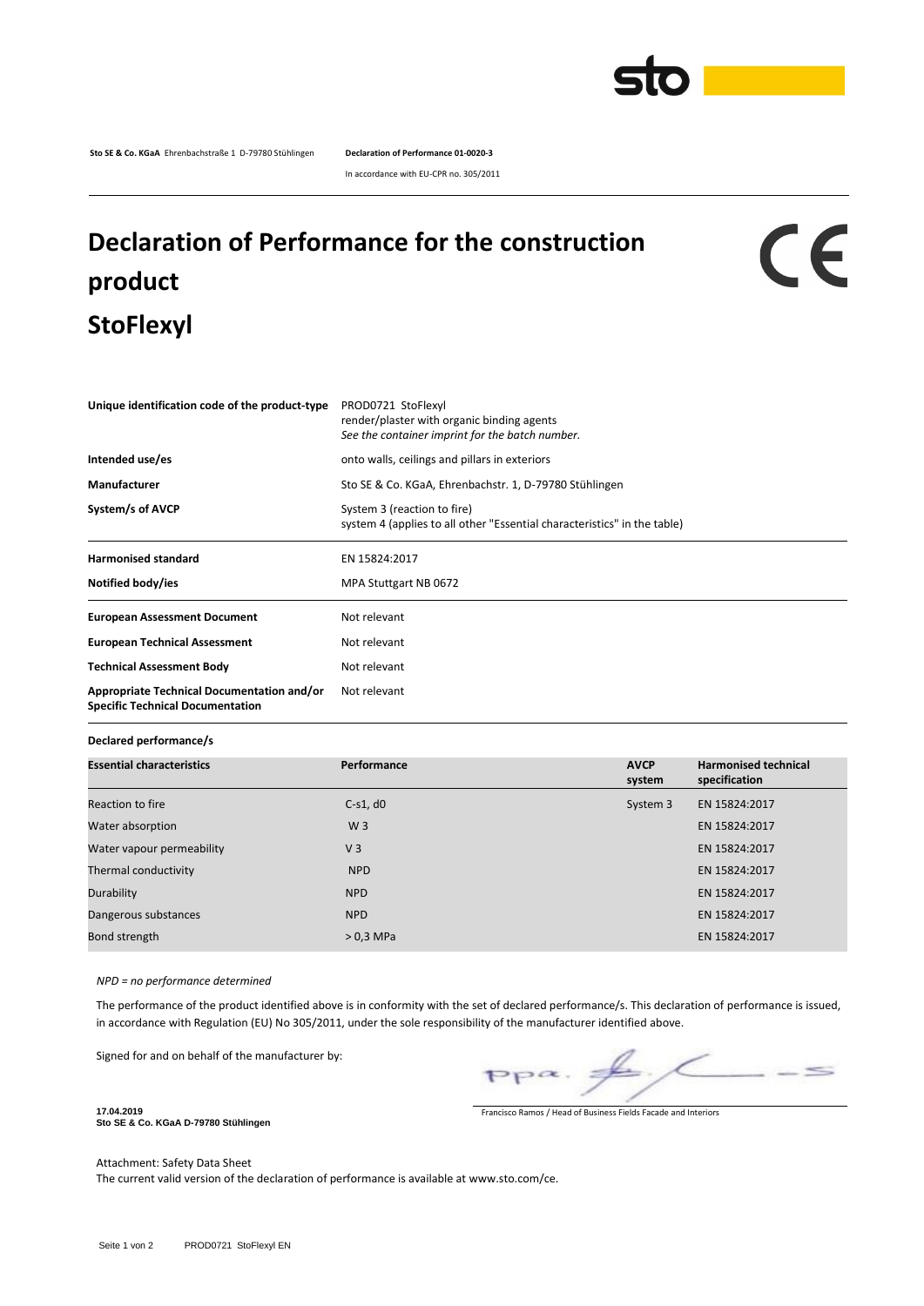**Sto SE & Co. KGaA** Ehrenbachstraße 1 D-79780 Stühlingen **Declaration of Performance 01-0020-3**

In accordance with EU-CPR no. 305/2011

# Declaration of Performance for the construction product StoFlexyl

CE

| | |
|---|---|
| **Unique identification code of the product-type** | PROD0721 StoFlexyl<br>render/plaster with organic binding agents<br>*See the container imprint for the batch number.* |
| **Intended use/es** | onto walls, ceilings and pillars in exteriors |
| **Manufacturer** | Sto SE & Co. KGaA, Ehrenbachstr. 1, D-79780 Stühlingen |
| **System/s of AVCP** | System 3 (reaction to fire)<br>system 4 (applies to all other "Essential characteristics" in the table) |
| **Harmonised standard** | EN 15824:2017 |
| **Notified body/ies** | MPA Stuttgart NB 0672 |
| **European Assessment Document** | Not relevant |
| **European Technical Assessment** | Not relevant |
| **Technical Assessment Body** | Not relevant |
| **Appropriate Technical Documentation and/or Specific Technical Documentation** | Not relevant |

**Declared performance/s**

| Essential characteristics | Performance | AVCP system | Harmonised technical specification |
|---|---|---|---|
| Reaction to fire | C-s1, d0 | System 3 | EN 15824:2017 |
| Water absorption | W 3 | | EN 15824:2017 |
| Water vapour permeability | V 3 | | EN 15824:2017 |
| Thermal conductivity | NPD | | EN 15824:2017 |
| Durability | NPD | | EN 15824:2017 |
| Dangerous substances | NPD | | EN 15824:2017 |
| Bond strength | > 0,3 MPa | | EN 15824:2017 |

*NPD = no performance determined*

The performance of the product identified above is in conformity with the set of declared performance/s. This declaration of performance is issued, in accordance with Regulation (EU) No 305/2011, under the sole responsibility of the manufacturer identified above.

Signed for and on behalf of the manufacturer by:

ppa.

Francisco Ramos / Head of Business Fields Facade and Interiors

**17.04.2019**
**Sto SE & Co. KGaA D-79780 Stühlingen**

Attachment: Safety Data Sheet
The current valid version of the declaration of performance is available at www.sto.com/ce.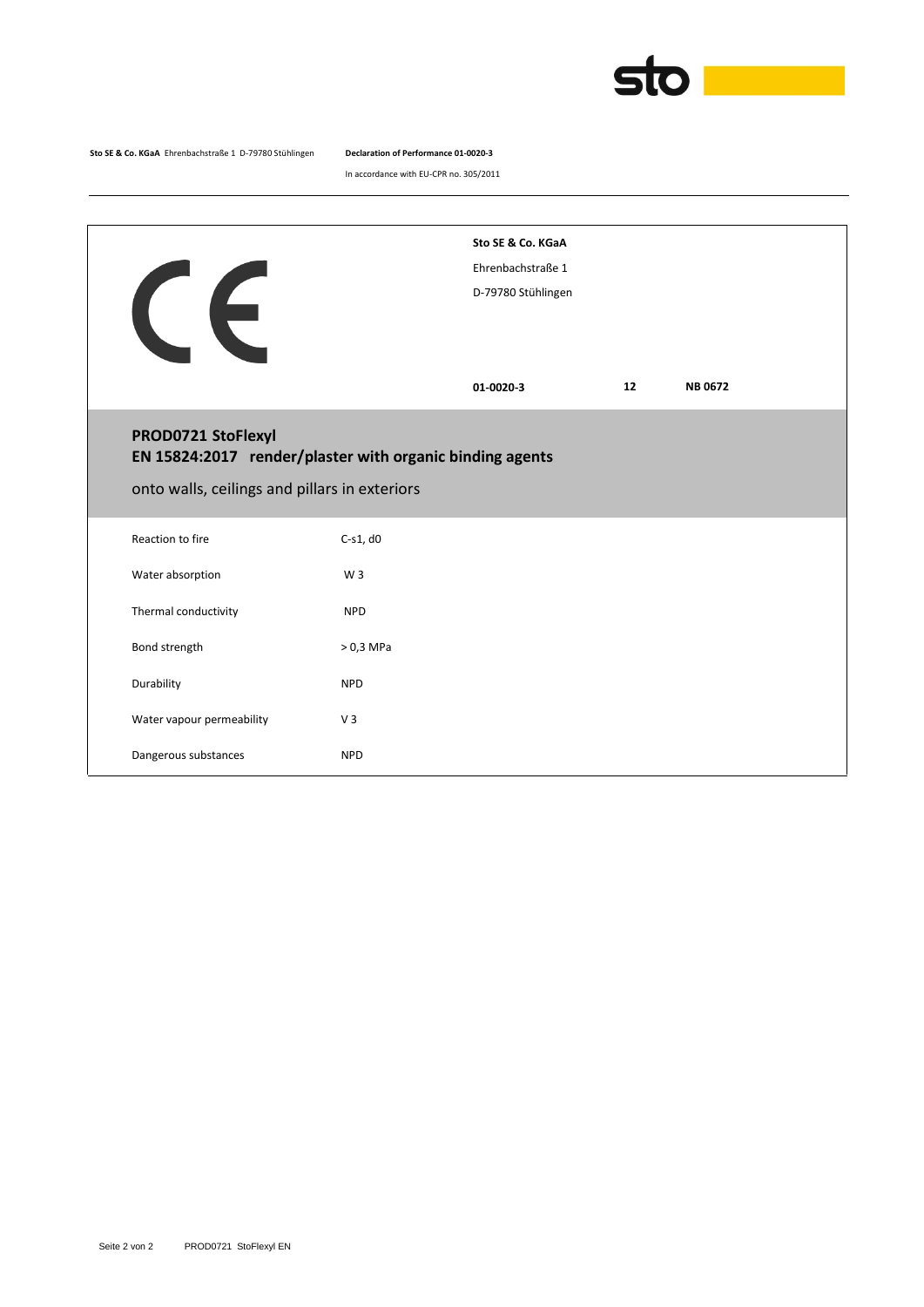**Sto SE & Co. KGaA** Ehrenbachstraße 1 D-79780 Stühlingen **Declaration of Performance 01-0020-3**

In accordance with EU-CPR no. 305/2011

---

CE

**Sto SE & Co. KGaA**

Ehrenbachstraße 1

D-79780 Stühlingen

**01-0020-3** **12** **NB 0672**

**PROD0721 StoFlexyl**
**EN 15824:2017 render/plaster with organic binding agents**

onto walls, ceilings and pillars in exteriors

| | |
|---|---|
| Reaction to fire | C-s1, d0 |
| Water absorption | W 3 |
| Thermal conductivity | NPD |
| Bond strength | > 0,3 MPa |
| Durability | NPD |
| Water vapour permeability | V 3 |
| Dangerous substances | NPD |